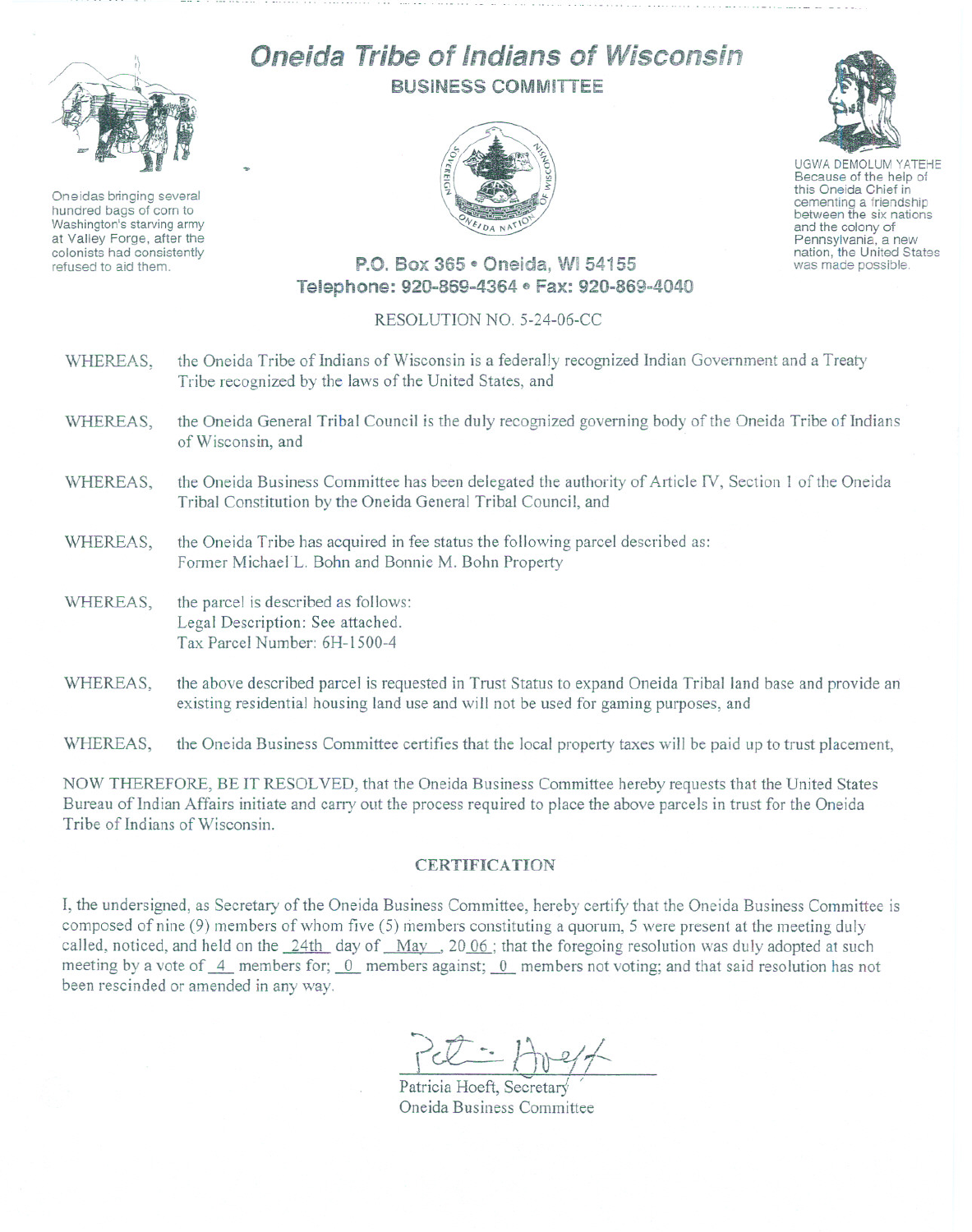# Oneida Tribe of Indians of Wisconsin

## BUSINESS COMMITTEE

Oneidas bringing several hundred bags of corn to Washington's starving army at Valley Forge, after the colonists had consistently refused to aid them.

UGWA DEMOLUM YATEHE
Because of the help of this Oneida Chief in cementing a friendship between the six nations and the colony of Pennsylvania, a new nation, the United States was made possible.

**P.O. Box 365 • Oneida, WI 54155**
**Telephone: 920-869-4364 • Fax: 920-869-4040**

RESOLUTION NO. 5-24-06-CC

WHEREAS, the Oneida Tribe of Indians of Wisconsin is a federally recognized Indian Government and a Treaty Tribe recognized by the laws of the United States, and

WHEREAS, the Oneida General Tribal Council is the duly recognized governing body of the Oneida Tribe of Indians of Wisconsin, and

WHEREAS, the Oneida Business Committee has been delegated the authority of Article IV, Section 1 of the Oneida Tribal Constitution by the Oneida General Tribal Council, and

WHEREAS, the Oneida Tribe has acquired in fee status the following parcel described as:
Former Michael L. Bohn and Bonnie M. Bohn Property

WHEREAS, the parcel is described as follows:
Legal Description: See attached.
Tax Parcel Number: 6H-1500-4

WHEREAS, the above described parcel is requested in Trust Status to expand Oneida Tribal land base and provide an existing residential housing land use and will not be used for gaming purposes, and

WHEREAS, the Oneida Business Committee certifies that the local property taxes will be paid up to trust placement,

NOW THEREFORE, BE IT RESOLVED, that the Oneida Business Committee hereby requests that the United States Bureau of Indian Affairs initiate and carry out the process required to place the above parcels in trust for the Oneida Tribe of Indians of Wisconsin.

### CERTIFICATION

I, the undersigned, as Secretary of the Oneida Business Committee, hereby certify that the Oneida Business Committee is composed of nine (9) members of whom five (5) members constituting a quorum, 5 were present at the meeting duly called, noticed, and held on the 24th day of May, 20 06; that the foregoing resolution was duly adopted at such meeting by a vote of 4 members for; 0 members against; 0 members not voting; and that said resolution has not been rescinded or amended in any way.

Patricia Hoeft, Secretary
Oneida Business Committee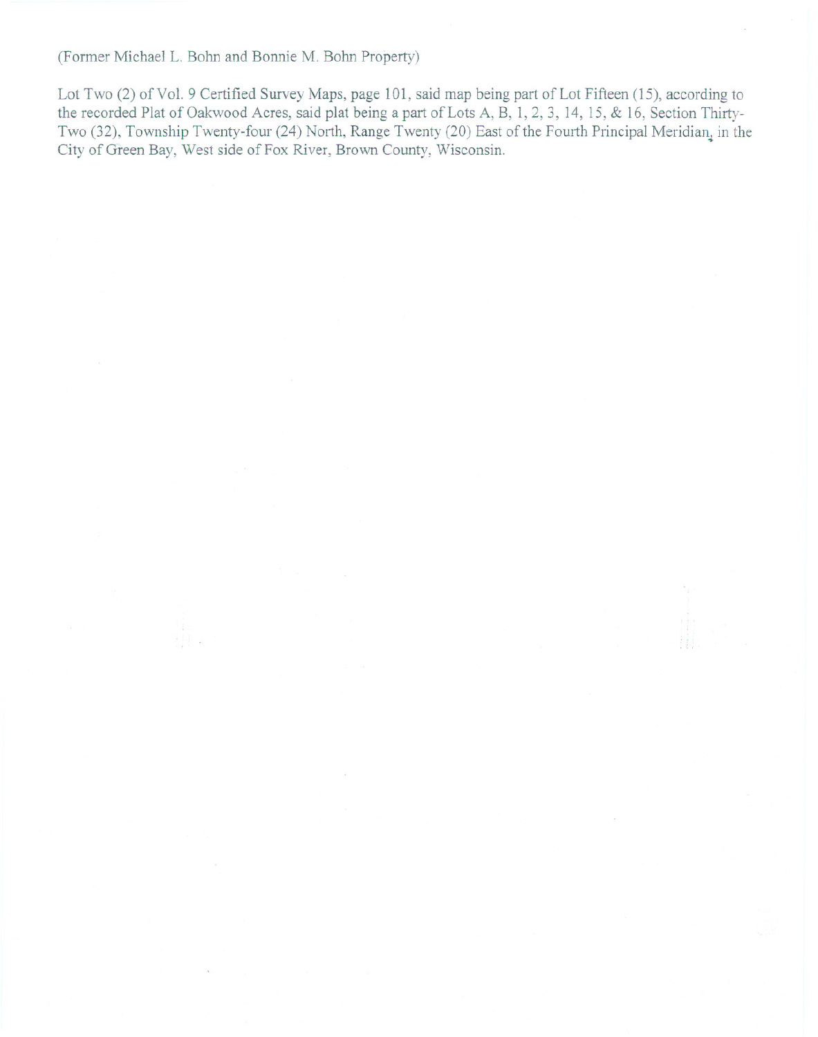(Former Michael L. Bohn and Bonnie M. Bohn Property)

Lot Two (2) of Vol. 9 Certified Survey Maps, page 101, said map being part of Lot Fifteen (15), according to the recorded Plat of Oakwood Acres, said plat being a part of Lots A, B, 1, 2, 3, 14, 15, & 16, Section Thirty-Two (32), Township Twenty-four (24) North, Range Twenty (20) East of the Fourth Principal Meridian, in the City of Green Bay, West side of Fox River, Brown County, Wisconsin.